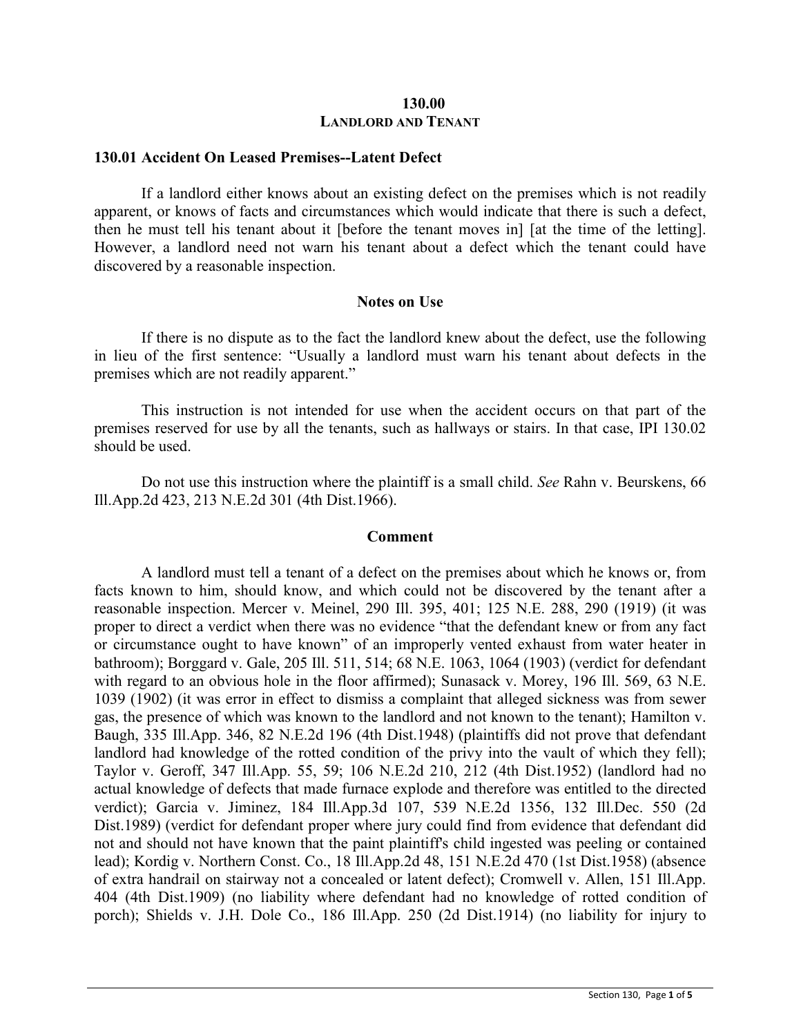# 130.00
# LANDLORD AND TENANT

## 130.01 Accident On Leased Premises--Latent Defect

If a landlord either knows about an existing defect on the premises which is not readily apparent, or knows of facts and circumstances which would indicate that there is such a defect, then he must tell his tenant about it [before the tenant moves in] [at the time of the letting]. However, a landlord need not warn his tenant about a defect which the tenant could have discovered by a reasonable inspection.

### Notes on Use

If there is no dispute as to the fact the landlord knew about the defect, use the following in lieu of the first sentence: "Usually a landlord must warn his tenant about defects in the premises which are not readily apparent."

This instruction is not intended for use when the accident occurs on that part of the premises reserved for use by all the tenants, such as hallways or stairs. In that case, IPI 130.02 should be used.

Do not use this instruction where the plaintiff is a small child. *See* Rahn v. Beurskens, 66 Ill.App.2d 423, 213 N.E.2d 301 (4th Dist.1966).

### Comment

A landlord must tell a tenant of a defect on the premises about which he knows or, from facts known to him, should know, and which could not be discovered by the tenant after a reasonable inspection. Mercer v. Meinel, 290 Ill. 395, 401; 125 N.E. 288, 290 (1919) (it was proper to direct a verdict when there was no evidence "that the defendant knew or from any fact or circumstance ought to have known" of an improperly vented exhaust from water heater in bathroom); Borggard v. Gale, 205 Ill. 511, 514; 68 N.E. 1063, 1064 (1903) (verdict for defendant with regard to an obvious hole in the floor affirmed); Sunasack v. Morey, 196 Ill. 569, 63 N.E. 1039 (1902) (it was error in effect to dismiss a complaint that alleged sickness was from sewer gas, the presence of which was known to the landlord and not known to the tenant); Hamilton v. Baugh, 335 Ill.App. 346, 82 N.E.2d 196 (4th Dist.1948) (plaintiffs did not prove that defendant landlord had knowledge of the rotted condition of the privy into the vault of which they fell); Taylor v. Geroff, 347 Ill.App. 55, 59; 106 N.E.2d 210, 212 (4th Dist.1952) (landlord had no actual knowledge of defects that made furnace explode and therefore was entitled to the directed verdict); Garcia v. Jiminez, 184 Ill.App.3d 107, 539 N.E.2d 1356, 132 Ill.Dec. 550 (2d Dist.1989) (verdict for defendant proper where jury could find from evidence that defendant did not and should not have known that the paint plaintiff's child ingested was peeling or contained lead); Kordig v. Northern Const. Co., 18 Ill.App.2d 48, 151 N.E.2d 470 (1st Dist.1958) (absence of extra handrail on stairway not a concealed or latent defect); Cromwell v. Allen, 151 Ill.App. 404 (4th Dist.1909) (no liability where defendant had no knowledge of rotted condition of porch); Shields v. J.H. Dole Co., 186 Ill.App. 250 (2d Dist.1914) (no liability for injury to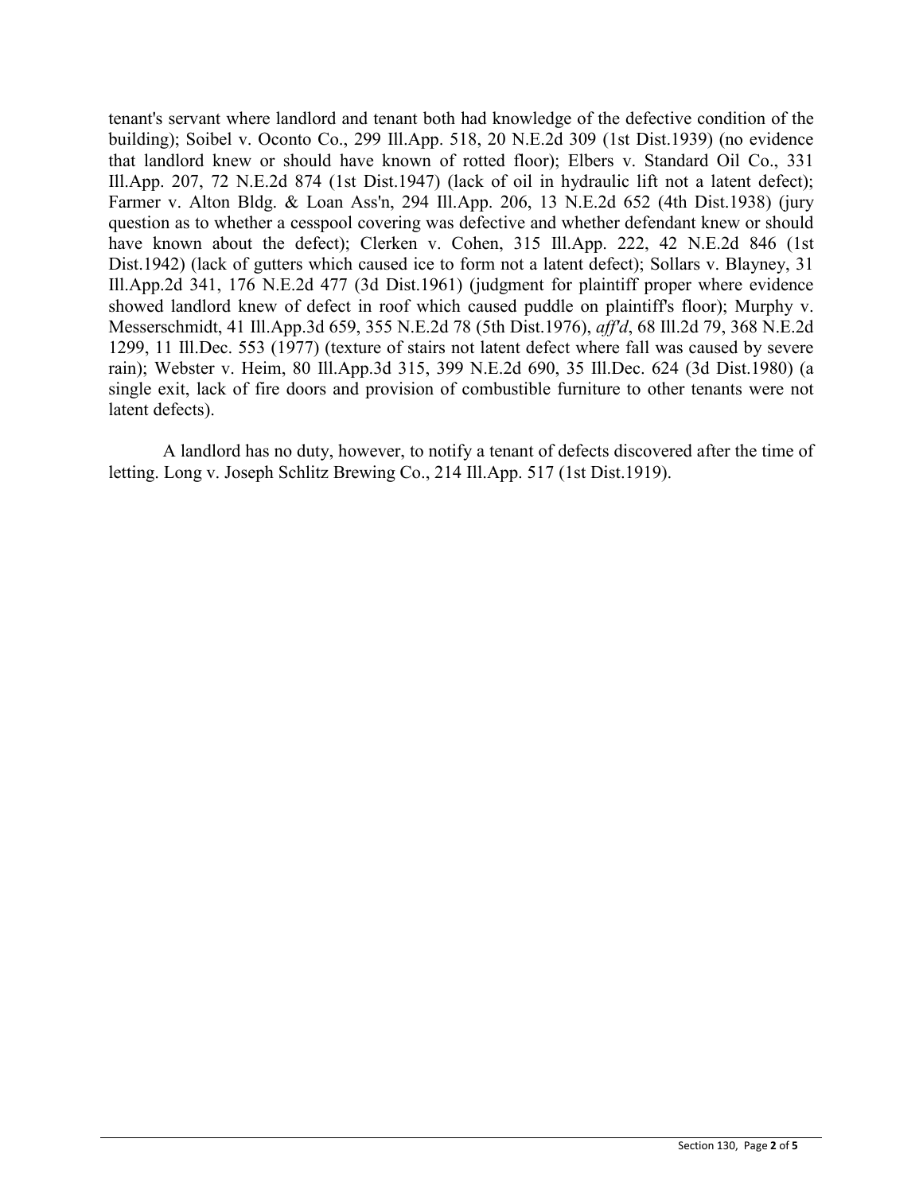tenant's servant where landlord and tenant both had knowledge of the defective condition of the building); Soibel v. Oconto Co., 299 Ill.App. 518, 20 N.E.2d 309 (1st Dist.1939) (no evidence that landlord knew or should have known of rotted floor); Elbers v. Standard Oil Co., 331 Ill.App. 207, 72 N.E.2d 874 (1st Dist.1947) (lack of oil in hydraulic lift not a latent defect); Farmer v. Alton Bldg. & Loan Ass'n, 294 Ill.App. 206, 13 N.E.2d 652 (4th Dist.1938) (jury question as to whether a cesspool covering was defective and whether defendant knew or should have known about the defect); Clerken v. Cohen, 315 Ill.App. 222, 42 N.E.2d 846 (1st Dist.1942) (lack of gutters which caused ice to form not a latent defect); Sollars v. Blayney, 31 Ill.App.2d 341, 176 N.E.2d 477 (3d Dist.1961) (judgment for plaintiff proper where evidence showed landlord knew of defect in roof which caused puddle on plaintiff's floor); Murphy v. Messerschmidt, 41 Ill.App.3d 659, 355 N.E.2d 78 (5th Dist.1976), *aff'd*, 68 Ill.2d 79, 368 N.E.2d 1299, 11 Ill.Dec. 553 (1977) (texture of stairs not latent defect where fall was caused by severe rain); Webster v. Heim, 80 Ill.App.3d 315, 399 N.E.2d 690, 35 Ill.Dec. 624 (3d Dist.1980) (a single exit, lack of fire doors and provision of combustible furniture to other tenants were not latent defects).

A landlord has no duty, however, to notify a tenant of defects discovered after the time of letting. Long v. Joseph Schlitz Brewing Co., 214 Ill.App. 517 (1st Dist.1919).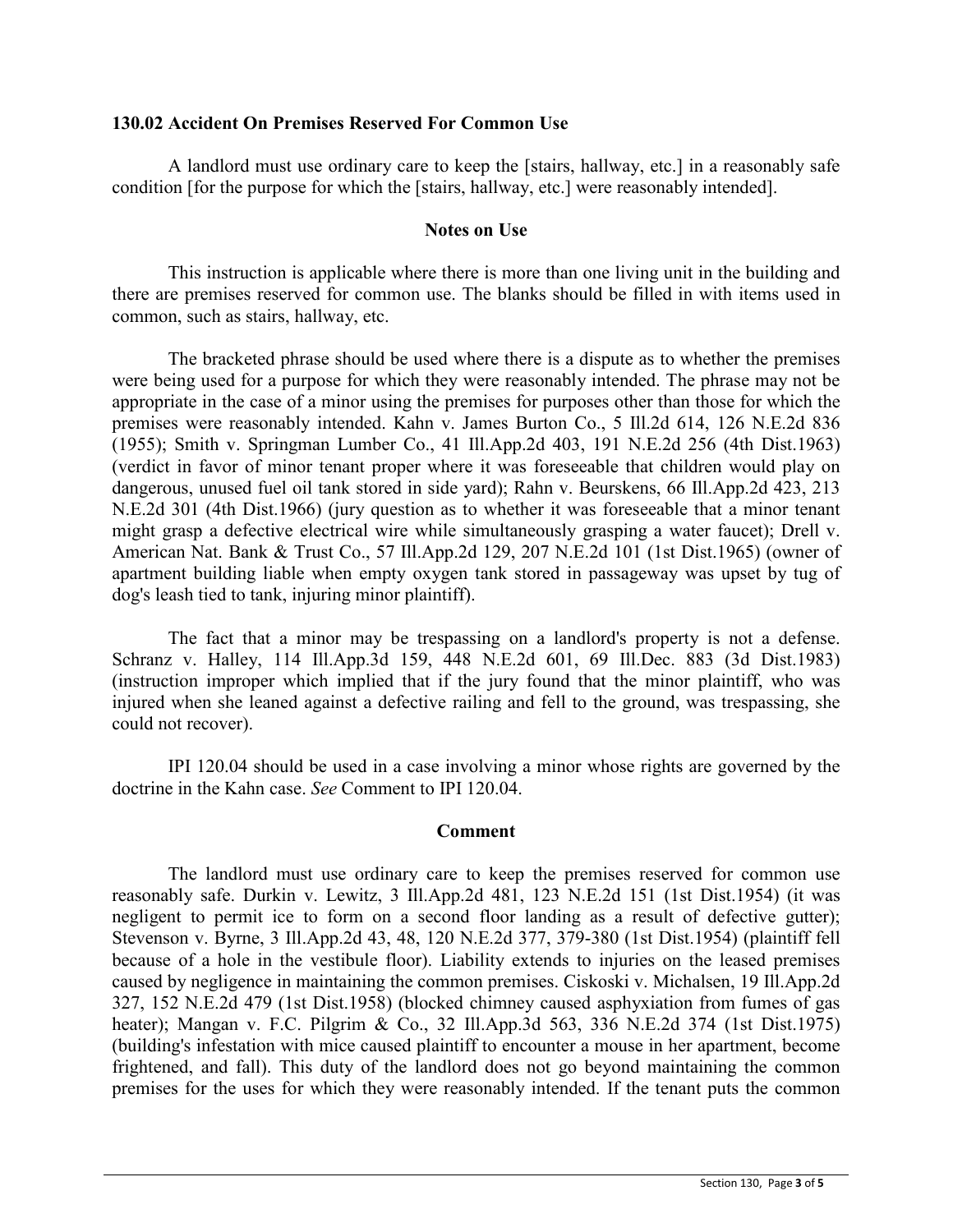**130.02 Accident On Premises Reserved For Common Use**

A landlord must use ordinary care to keep the [stairs, hallway, etc.] in a reasonably safe condition [for the purpose for which the [stairs, hallway, etc.] were reasonably intended].

**Notes on Use**

This instruction is applicable where there is more than one living unit in the building and there are premises reserved for common use. The blanks should be filled in with items used in common, such as stairs, hallway, etc.

The bracketed phrase should be used where there is a dispute as to whether the premises were being used for a purpose for which they were reasonably intended. The phrase may not be appropriate in the case of a minor using the premises for purposes other than those for which the premises were reasonably intended. Kahn v. James Burton Co., 5 Ill.2d 614, 126 N.E.2d 836 (1955); Smith v. Springman Lumber Co., 41 Ill.App.2d 403, 191 N.E.2d 256 (4th Dist.1963) (verdict in favor of minor tenant proper where it was foreseeable that children would play on dangerous, unused fuel oil tank stored in side yard); Rahn v. Beurskens, 66 Ill.App.2d 423, 213 N.E.2d 301 (4th Dist.1966) (jury question as to whether it was foreseeable that a minor tenant might grasp a defective electrical wire while simultaneously grasping a water faucet); Drell v. American Nat. Bank & Trust Co., 57 Ill.App.2d 129, 207 N.E.2d 101 (1st Dist.1965) (owner of apartment building liable when empty oxygen tank stored in passageway was upset by tug of dog's leash tied to tank, injuring minor plaintiff).

The fact that a minor may be trespassing on a landlord's property is not a defense. Schranz v. Halley, 114 Ill.App.3d 159, 448 N.E.2d 601, 69 Ill.Dec. 883 (3d Dist.1983) (instruction improper which implied that if the jury found that the minor plaintiff, who was injured when she leaned against a defective railing and fell to the ground, was trespassing, she could not recover).

IPI 120.04 should be used in a case involving a minor whose rights are governed by the doctrine in the Kahn case. *See* Comment to IPI 120.04.

**Comment**

The landlord must use ordinary care to keep the premises reserved for common use reasonably safe. Durkin v. Lewitz, 3 Ill.App.2d 481, 123 N.E.2d 151 (1st Dist.1954) (it was negligent to permit ice to form on a second floor landing as a result of defective gutter); Stevenson v. Byrne, 3 Ill.App.2d 43, 48, 120 N.E.2d 377, 379-380 (1st Dist.1954) (plaintiff fell because of a hole in the vestibule floor). Liability extends to injuries on the leased premises caused by negligence in maintaining the common premises. Ciskoski v. Michalsen, 19 Ill.App.2d 327, 152 N.E.2d 479 (1st Dist.1958) (blocked chimney caused asphyxiation from fumes of gas heater); Mangan v. F.C. Pilgrim & Co., 32 Ill.App.3d 563, 336 N.E.2d 374 (1st Dist.1975) (building's infestation with mice caused plaintiff to encounter a mouse in her apartment, become frightened, and fall). This duty of the landlord does not go beyond maintaining the common premises for the uses for which they were reasonably intended. If the tenant puts the common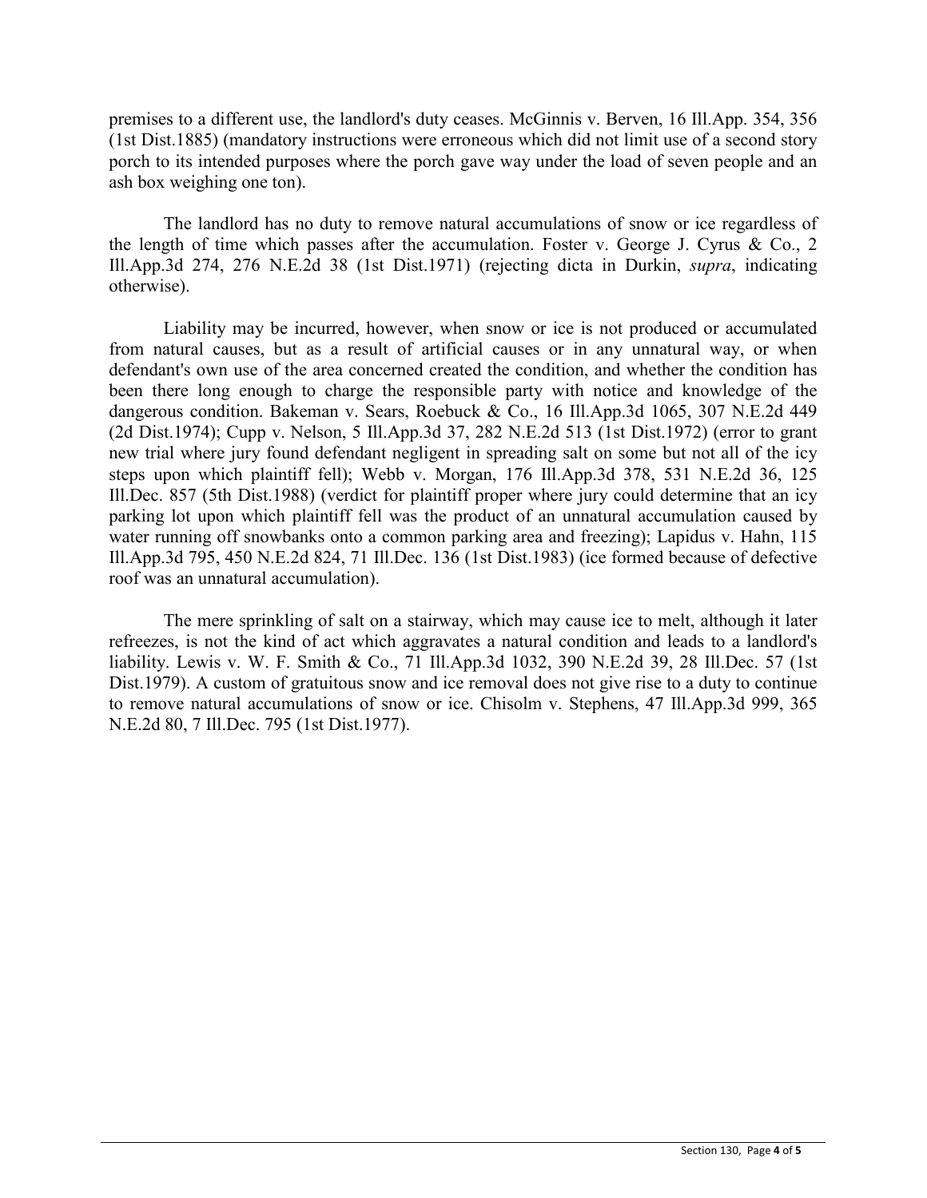premises to a different use, the landlord's duty ceases. McGinnis v. Berven, 16 Ill.App. 354, 356 (1st Dist.1885) (mandatory instructions were erroneous which did not limit use of a second story porch to its intended purposes where the porch gave way under the load of seven people and an ash box weighing one ton).

The landlord has no duty to remove natural accumulations of snow or ice regardless of the length of time which passes after the accumulation. Foster v. George J. Cyrus & Co., 2 Ill.App.3d 274, 276 N.E.2d 38 (1st Dist.1971) (rejecting dicta in Durkin, *supra*, indicating otherwise).

Liability may be incurred, however, when snow or ice is not produced or accumulated from natural causes, but as a result of artificial causes or in any unnatural way, or when defendant's own use of the area concerned created the condition, and whether the condition has been there long enough to charge the responsible party with notice and knowledge of the dangerous condition. Bakeman v. Sears, Roebuck & Co., 16 Ill.App.3d 1065, 307 N.E.2d 449 (2d Dist.1974); Cupp v. Nelson, 5 Ill.App.3d 37, 282 N.E.2d 513 (1st Dist.1972) (error to grant new trial where jury found defendant negligent in spreading salt on some but not all of the icy steps upon which plaintiff fell); Webb v. Morgan, 176 Ill.App.3d 378, 531 N.E.2d 36, 125 Ill.Dec. 857 (5th Dist.1988) (verdict for plaintiff proper where jury could determine that an icy parking lot upon which plaintiff fell was the product of an unnatural accumulation caused by water running off snowbanks onto a common parking area and freezing); Lapidus v. Hahn, 115 Ill.App.3d 795, 450 N.E.2d 824, 71 Ill.Dec. 136 (1st Dist.1983) (ice formed because of defective roof was an unnatural accumulation).

The mere sprinkling of salt on a stairway, which may cause ice to melt, although it later refreezes, is not the kind of act which aggravates a natural condition and leads to a landlord's liability. Lewis v. W. F. Smith & Co., 71 Ill.App.3d 1032, 390 N.E.2d 39, 28 Ill.Dec. 57 (1st Dist.1979). A custom of gratuitous snow and ice removal does not give rise to a duty to continue to remove natural accumulations of snow or ice. Chisolm v. Stephens, 47 Ill.App.3d 999, 365 N.E.2d 80, 7 Ill.Dec. 795 (1st Dist.1977).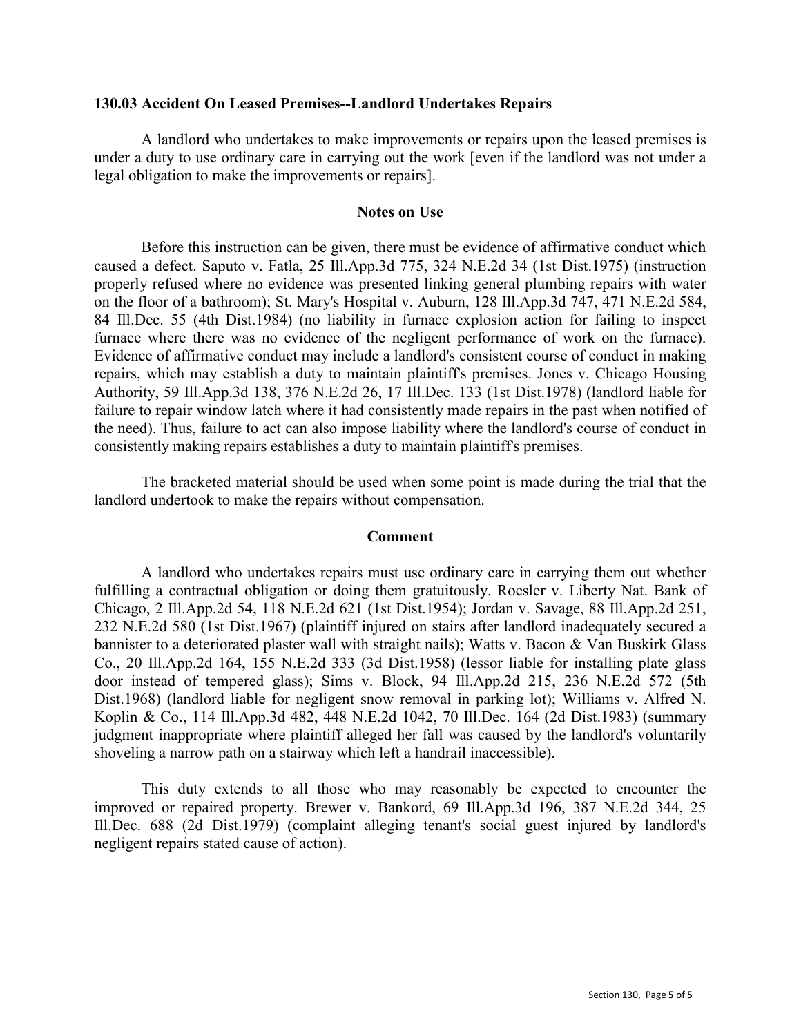### 130.03 Accident On Leased Premises--Landlord Undertakes Repairs

A landlord who undertakes to make improvements or repairs upon the leased premises is under a duty to use ordinary care in carrying out the work [even if the landlord was not under a legal obligation to make the improvements or repairs].

#### Notes on Use

Before this instruction can be given, there must be evidence of affirmative conduct which caused a defect. Saputo v. Fatla, 25 Ill.App.3d 775, 324 N.E.2d 34 (1st Dist.1975) (instruction properly refused where no evidence was presented linking general plumbing repairs with water on the floor of a bathroom); St. Mary's Hospital v. Auburn, 128 Ill.App.3d 747, 471 N.E.2d 584, 84 Ill.Dec. 55 (4th Dist.1984) (no liability in furnace explosion action for failing to inspect furnace where there was no evidence of the negligent performance of work on the furnace). Evidence of affirmative conduct may include a landlord's consistent course of conduct in making repairs, which may establish a duty to maintain plaintiff's premises. Jones v. Chicago Housing Authority, 59 Ill.App.3d 138, 376 N.E.2d 26, 17 Ill.Dec. 133 (1st Dist.1978) (landlord liable for failure to repair window latch where it had consistently made repairs in the past when notified of the need). Thus, failure to act can also impose liability where the landlord's course of conduct in consistently making repairs establishes a duty to maintain plaintiff's premises.

The bracketed material should be used when some point is made during the trial that the landlord undertook to make the repairs without compensation.

#### Comment

A landlord who undertakes repairs must use ordinary care in carrying them out whether fulfilling a contractual obligation or doing them gratuitously. Roesler v. Liberty Nat. Bank of Chicago, 2 Ill.App.2d 54, 118 N.E.2d 621 (1st Dist.1954); Jordan v. Savage, 88 Ill.App.2d 251, 232 N.E.2d 580 (1st Dist.1967) (plaintiff injured on stairs after landlord inadequately secured a bannister to a deteriorated plaster wall with straight nails); Watts v. Bacon & Van Buskirk Glass Co., 20 Ill.App.2d 164, 155 N.E.2d 333 (3d Dist.1958) (lessor liable for installing plate glass door instead of tempered glass); Sims v. Block, 94 Ill.App.2d 215, 236 N.E.2d 572 (5th Dist.1968) (landlord liable for negligent snow removal in parking lot); Williams v. Alfred N. Koplin & Co., 114 Ill.App.3d 482, 448 N.E.2d 1042, 70 Ill.Dec. 164 (2d Dist.1983) (summary judgment inappropriate where plaintiff alleged her fall was caused by the landlord's voluntarily shoveling a narrow path on a stairway which left a handrail inaccessible).

This duty extends to all those who may reasonably be expected to encounter the improved or repaired property. Brewer v. Bankord, 69 Ill.App.3d 196, 387 N.E.2d 344, 25 Ill.Dec. 688 (2d Dist.1979) (complaint alleging tenant's social guest injured by landlord's negligent repairs stated cause of action).